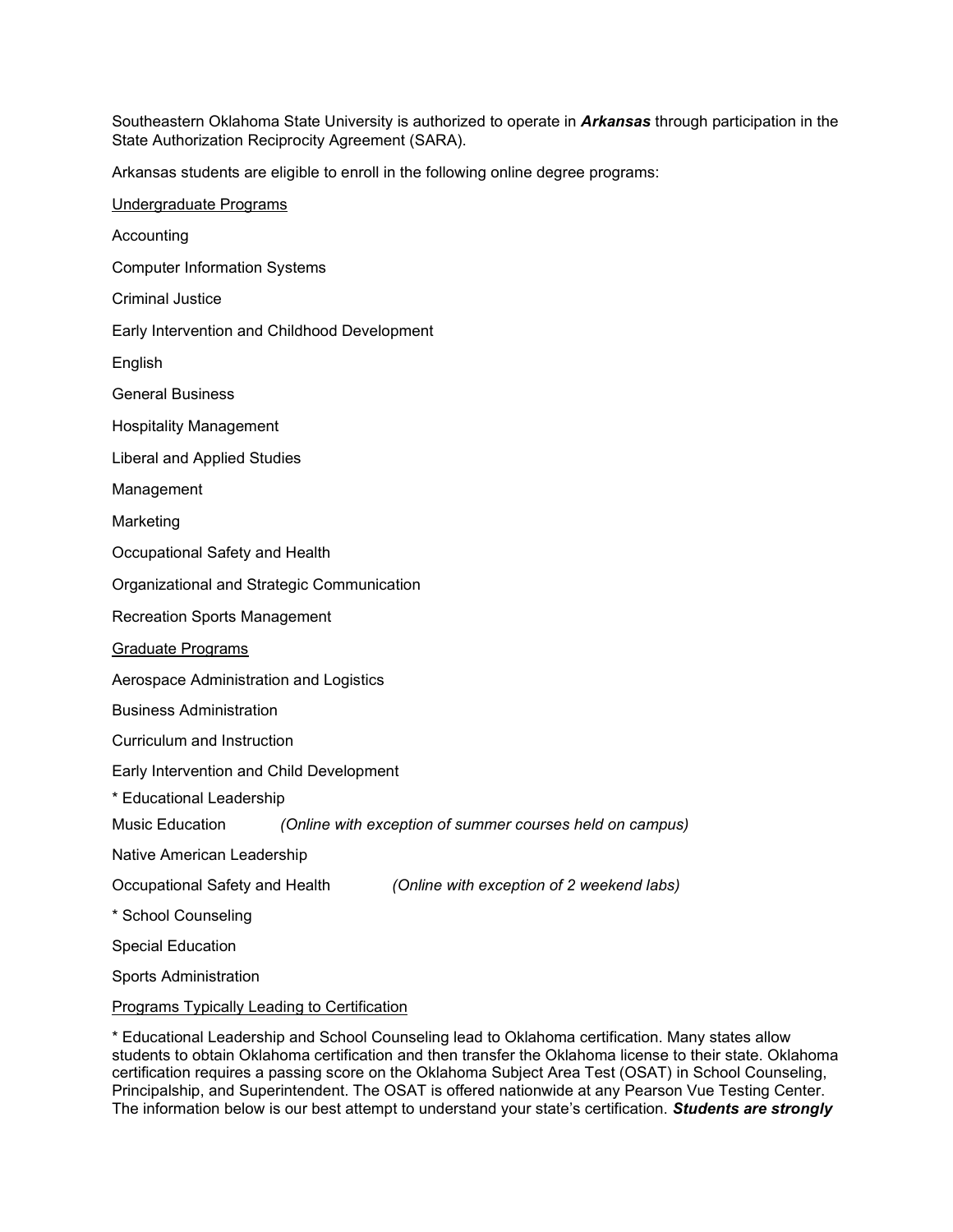Southeastern Oklahoma State University is authorized to operate in ***Arkansas*** through participation in the State Authorization Reciprocity Agreement (SARA).

Arkansas students are eligible to enroll in the following online degree programs:

<u>Undergraduate Programs</u>

Accounting

Computer Information Systems

Criminal Justice

Early Intervention and Childhood Development

English

General Business

Hospitality Management

Liberal and Applied Studies

Management

Marketing

Occupational Safety and Health

Organizational and Strategic Communication

Recreation Sports Management

<u>Graduate Programs</u>

Aerospace Administration and Logistics

Business Administration

Curriculum and Instruction

Early Intervention and Child Development

* Educational Leadership

Music Education *(Online with exception of summer courses held on campus)*

Native American Leadership

Occupational Safety and Health *(Online with exception of 2 weekend labs)*

* School Counseling

Special Education

Sports Administration

<u>Programs Typically Leading to Certification</u>

* Educational Leadership and School Counseling lead to Oklahoma certification. Many states allow students to obtain Oklahoma certification and then transfer the Oklahoma license to their state. Oklahoma certification requires a passing score on the Oklahoma Subject Area Test (OSAT) in School Counseling, Principalship, and Superintendent. The OSAT is offered nationwide at any Pearson Vue Testing Center. The information below is our best attempt to understand your state's certification. ***Students are strongly***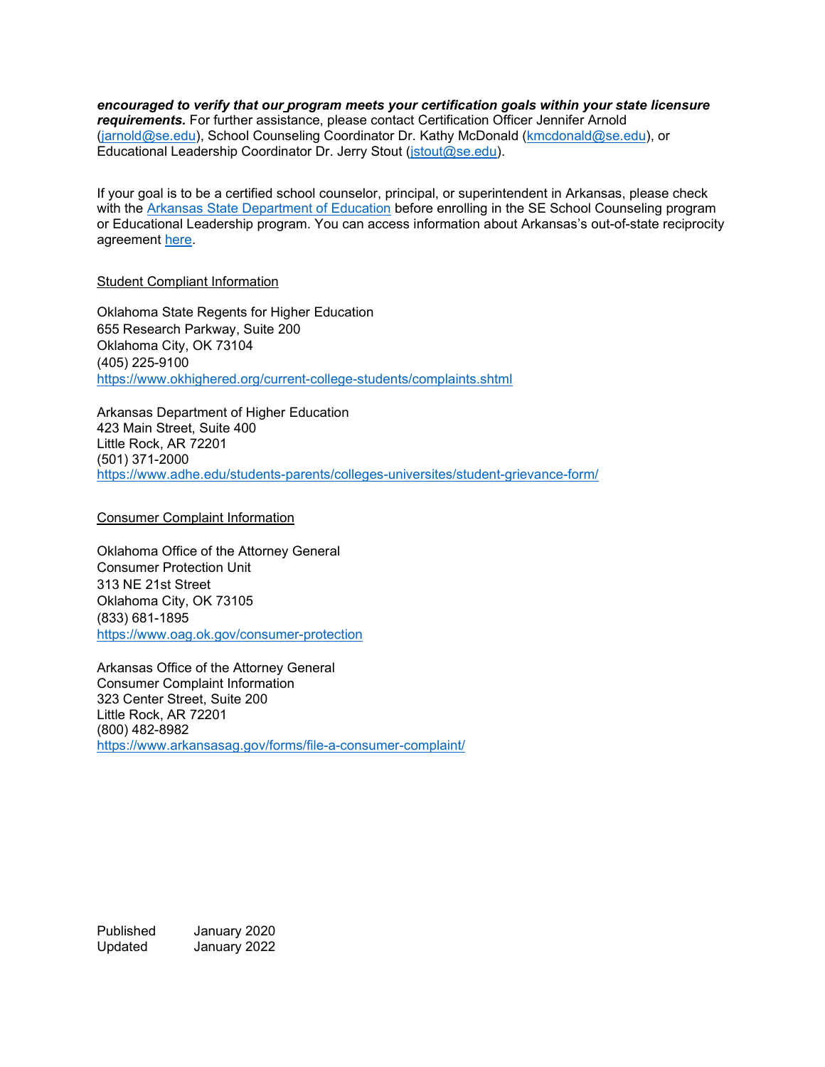***encouraged to verify that our program meets your certification goals within your state licensure requirements.*** For further assistance, please contact Certification Officer Jennifer Arnold (jarnold@se.edu), School Counseling Coordinator Dr. Kathy McDonald (kmcdonald@se.edu), or Educational Leadership Coordinator Dr. Jerry Stout (jstout@se.edu).

If your goal is to be a certified school counselor, principal, or superintendent in Arkansas, please check with the Arkansas State Department of Education before enrolling in the SE School Counseling program or Educational Leadership program. You can access information about Arkansas's out-of-state reciprocity agreement here.

Student Compliant Information

Oklahoma State Regents for Higher Education
655 Research Parkway, Suite 200
Oklahoma City, OK 73104
(405) 225-9100
https://www.okhighered.org/current-college-students/complaints.shtml

Arkansas Department of Higher Education
423 Main Street, Suite 400
Little Rock, AR 72201
(501) 371-2000
https://www.adhe.edu/students-parents/colleges-universites/student-grievance-form/

Consumer Complaint Information

Oklahoma Office of the Attorney General
Consumer Protection Unit
313 NE 21st Street
Oklahoma City, OK 73105
(833) 681-1895
https://www.oag.ok.gov/consumer-protection

Arkansas Office of the Attorney General
Consumer Complaint Information
323 Center Street, Suite 200
Little Rock, AR 72201
(800) 482-8982
https://www.arkansasag.gov/forms/file-a-consumer-complaint/

Published January 2020
Updated January 2022